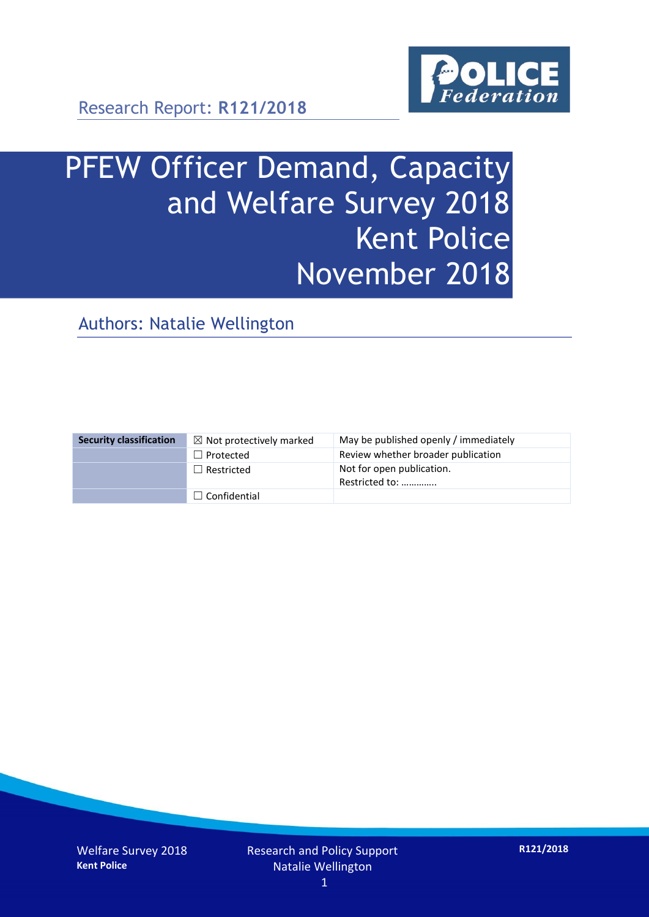Research Report: **R121/2018**

# PFEW Officer Demand, Capacity and Welfare Survey 2018 Kent Police November 2018

## Authors: Natalie Wellington

| Security classification | ☒ Not protectively marked | May be published openly / immediately |
|---|---|---|
| | ☐ Protected | Review whether broader publication |
| | ☐ Restricted | Not for open publication. Restricted to: ………….. |
| | ☐ Confidential | |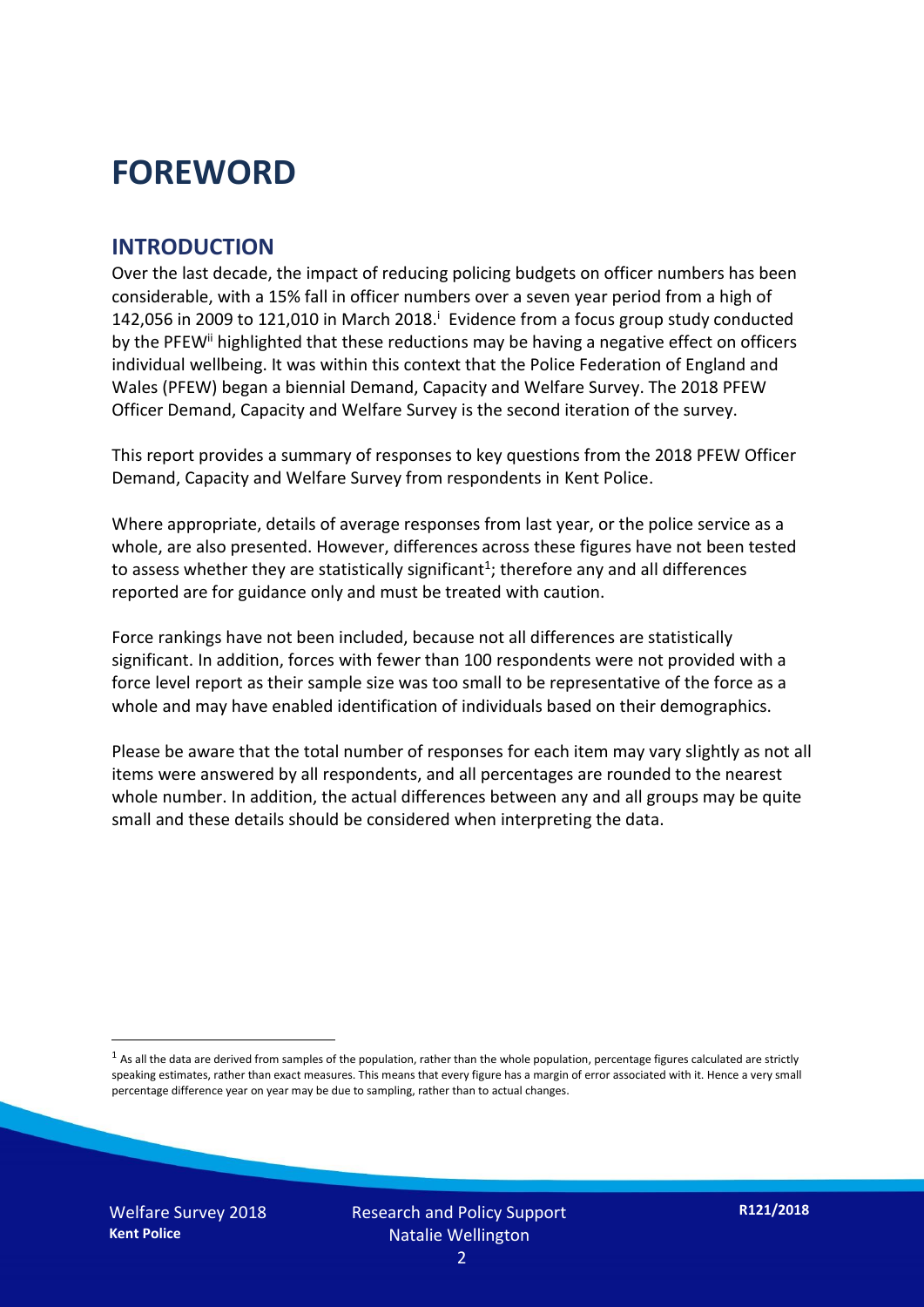# FOREWORD

## INTRODUCTION

Over the last decade, the impact of reducing policing budgets on officer numbers has been considerable, with a 15% fall in officer numbers over a seven year period from a high of 142,056 in 2009 to 121,010 in March 2018.[i] Evidence from a focus group study conducted by the PFEW[ii] highlighted that these reductions may be having a negative effect on officers individual wellbeing. It was within this context that the Police Federation of England and Wales (PFEW) began a biennial Demand, Capacity and Welfare Survey. The 2018 PFEW Officer Demand, Capacity and Welfare Survey is the second iteration of the survey.

This report provides a summary of responses to key questions from the 2018 PFEW Officer Demand, Capacity and Welfare Survey from respondents in Kent Police.

Where appropriate, details of average responses from last year, or the police service as a whole, are also presented. However, differences across these figures have not been tested to assess whether they are statistically significant[1]; therefore any and all differences reported are for guidance only and must be treated with caution.

Force rankings have not been included, because not all differences are statistically significant. In addition, forces with fewer than 100 respondents were not provided with a force level report as their sample size was too small to be representative of the force as a whole and may have enabled identification of individuals based on their demographics.

Please be aware that the total number of responses for each item may vary slightly as not all items were answered by all respondents, and all percentages are rounded to the nearest whole number. In addition, the actual differences between any and all groups may be quite small and these details should be considered when interpreting the data.

[1] As all the data are derived from samples of the population, rather than the whole population, percentage figures calculated are strictly speaking estimates, rather than exact measures. This means that every figure has a margin of error associated with it. Hence a very small percentage difference year on year may be due to sampling, rather than to actual changes.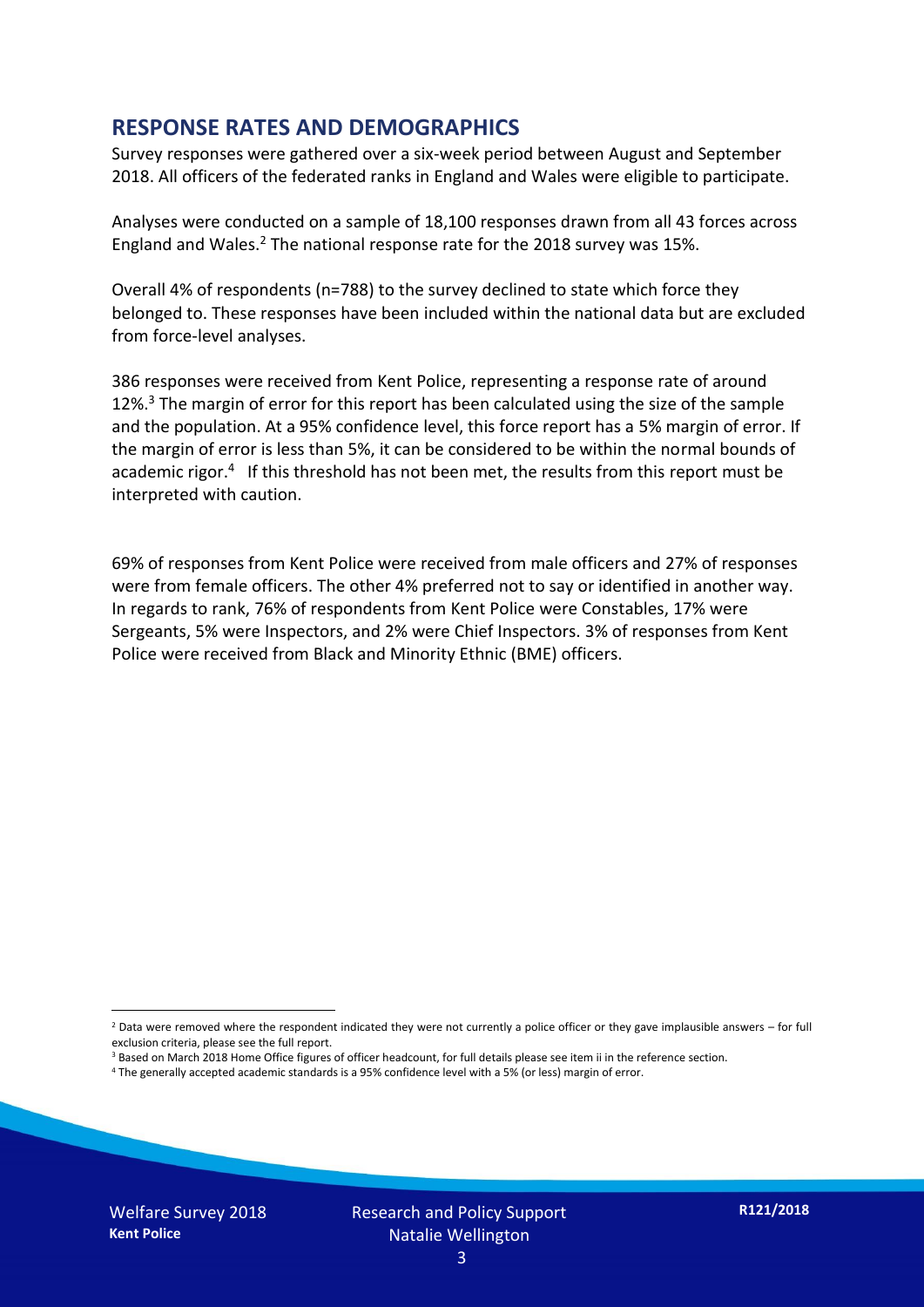## RESPONSE RATES AND DEMOGRAPHICS

Survey responses were gathered over a six-week period between August and September 2018. All officers of the federated ranks in England and Wales were eligible to participate.

Analyses were conducted on a sample of 18,100 responses drawn from all 43 forces across England and Wales.[2] The national response rate for the 2018 survey was 15%.

Overall 4% of respondents (n=788) to the survey declined to state which force they belonged to. These responses have been included within the national data but are excluded from force-level analyses.

386 responses were received from Kent Police, representing a response rate of around 12%.[3] The margin of error for this report has been calculated using the size of the sample and the population. At a 95% confidence level, this force report has a 5% margin of error. If the margin of error is less than 5%, it can be considered to be within the normal bounds of academic rigor.[4] If this threshold has not been met, the results from this report must be interpreted with caution.

69% of responses from Kent Police were received from male officers and 27% of responses were from female officers. The other 4% preferred not to say or identified in another way. In regards to rank, 76% of respondents from Kent Police were Constables, 17% were Sergeants, 5% were Inspectors, and 2% were Chief Inspectors. 3% of responses from Kent Police were received from Black and Minority Ethnic (BME) officers.

[2] Data were removed where the respondent indicated they were not currently a police officer or they gave implausible answers – for full exclusion criteria, please see the full report.

[3] Based on March 2018 Home Office figures of officer headcount, for full details please see item ii in the reference section.

[4] The generally accepted academic standards is a 95% confidence level with a 5% (or less) margin of error.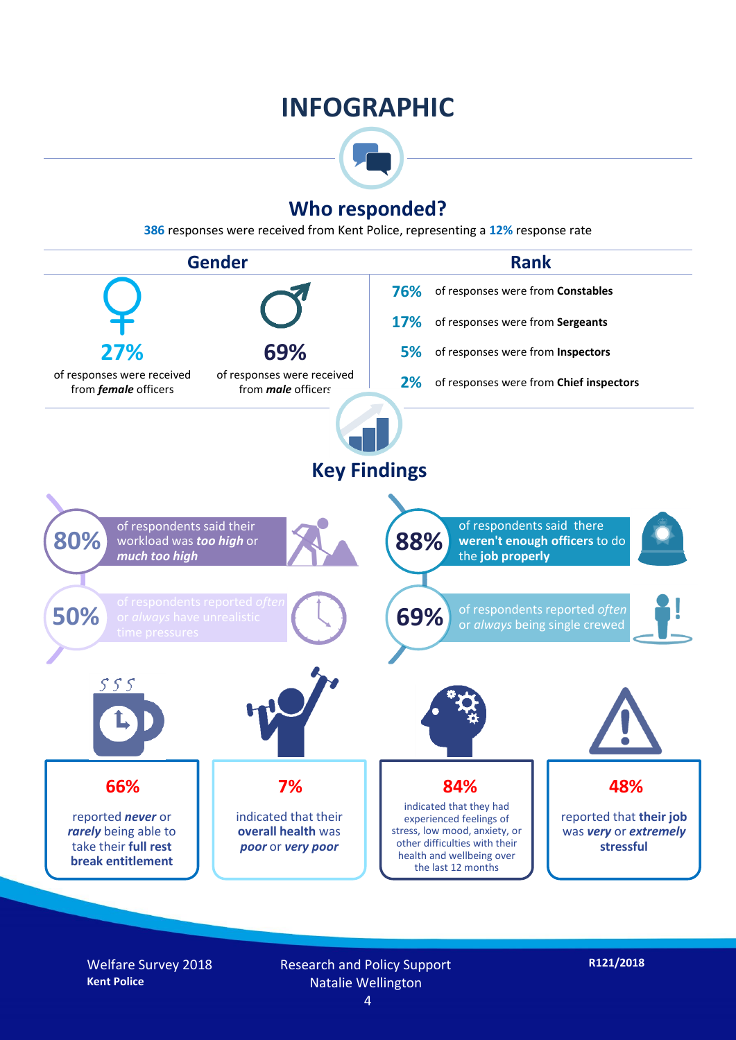# INFOGRAPHIC

## Who responded?

**386** responses were received from Kent Police, representing a **12%** response rate

### Gender

**27%** of responses were received from ***female*** officers

**69%** of responses were received from ***male*** officers

### Rank

- **76%** of responses were from **Constables**
- **17%** of responses were from **Sergeants**
- **5%** of responses were from **Inspectors**
- **2%** of responses were from **Chief inspectors**

## Key Findings

- **80%** of respondents said their workload was ***too high*** or ***much too high***
- **88%** of respondents said there **weren't enough officers** to do the **job properly**
- **50%** of respondents reported *often* or *always* have unrealistic time pressures
- **69%** of respondents reported *often* or *always* being single crewed

**66%** reported ***never*** or ***rarely*** being able to take their **full rest break entitlement**

**7%** indicated that their **overall health** was ***poor*** or ***very poor***

**84%** indicated that they had experienced feelings of stress, low mood, anxiety, or other difficulties with their health and wellbeing over the last 12 months

**48%** reported that **their job** was ***very*** or ***extremely*** **stressful**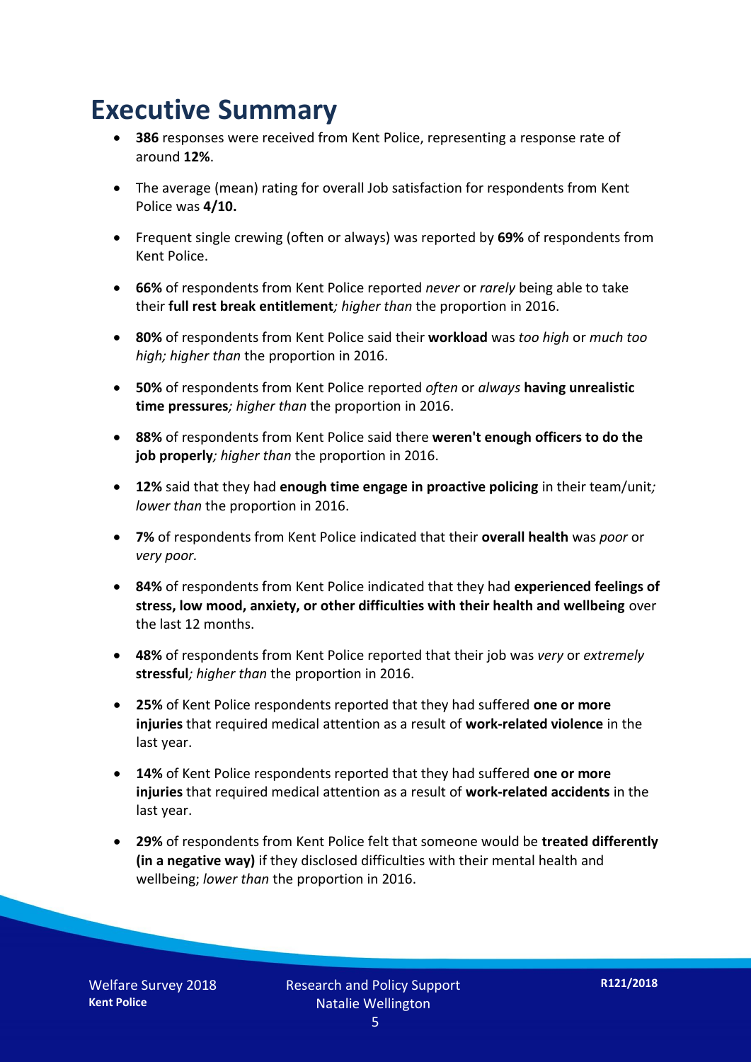# Executive Summary

- **386** responses were received from Kent Police, representing a response rate of around **12%**.
- The average (mean) rating for overall Job satisfaction for respondents from Kent Police was **4/10.**
- Frequent single crewing (often or always) was reported by **69%** of respondents from Kent Police.
- **66%** of respondents from Kent Police reported *never* or *rarely* being able to take their **full rest break entitlement***; higher than* the proportion in 2016.
- **80%** of respondents from Kent Police said their **workload** was *too high* or *much too high; higher than* the proportion in 2016.
- **50%** of respondents from Kent Police reported *often* or *always* **having unrealistic time pressures***; higher than* the proportion in 2016.
- **88%** of respondents from Kent Police said there **weren't enough officers to do the job properly***; higher than* the proportion in 2016.
- **12%** said that they had **enough time engage in proactive policing** in their team/unit*; lower than* the proportion in 2016.
- **7%** of respondents from Kent Police indicated that their **overall health** was *poor* or *very poor.*
- **84%** of respondents from Kent Police indicated that they had **experienced feelings of stress, low mood, anxiety, or other difficulties with their health and wellbeing** over the last 12 months.
- **48%** of respondents from Kent Police reported that their job was *very* or *extremely* **stressful***; higher than* the proportion in 2016.
- **25%** of Kent Police respondents reported that they had suffered **one or more injuries** that required medical attention as a result of **work-related violence** in the last year.
- **14%** of Kent Police respondents reported that they had suffered **one or more injuries** that required medical attention as a result of **work-related accidents** in the last year.
- **29%** of respondents from Kent Police felt that someone would be **treated differently (in a negative way)** if they disclosed difficulties with their mental health and wellbeing; *lower than* the proportion in 2016.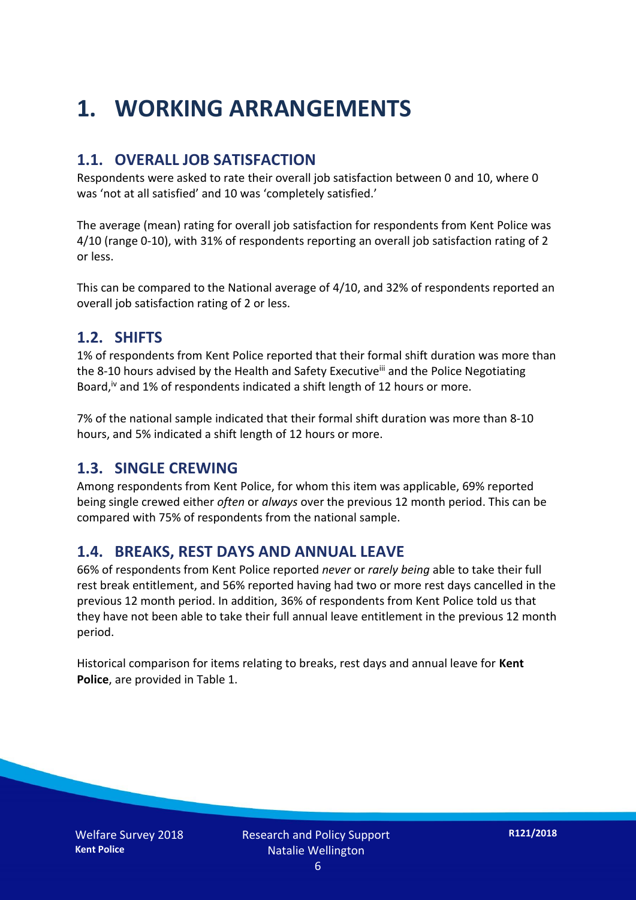# 1. WORKING ARRANGEMENTS

## 1.1. OVERALL JOB SATISFACTION

Respondents were asked to rate their overall job satisfaction between 0 and 10, where 0 was 'not at all satisfied' and 10 was 'completely satisfied.'

The average (mean) rating for overall job satisfaction for respondents from Kent Police was 4/10 (range 0-10), with 31% of respondents reporting an overall job satisfaction rating of 2 or less.

This can be compared to the National average of 4/10, and 32% of respondents reported an overall job satisfaction rating of 2 or less.

## 1.2. SHIFTS

1% of respondents from Kent Police reported that their formal shift duration was more than the 8-10 hours advised by the Health and Safety Executive[iii] and the Police Negotiating Board,[iv] and 1% of respondents indicated a shift length of 12 hours or more.

7% of the national sample indicated that their formal shift duration was more than 8-10 hours, and 5% indicated a shift length of 12 hours or more.

## 1.3. SINGLE CREWING

Among respondents from Kent Police, for whom this item was applicable, 69% reported being single crewed either *often* or *always* over the previous 12 month period. This can be compared with 75% of respondents from the national sample.

## 1.4. BREAKS, REST DAYS AND ANNUAL LEAVE

66% of respondents from Kent Police reported *never* or *rarely being* able to take their full rest break entitlement, and 56% reported having had two or more rest days cancelled in the previous 12 month period. In addition, 36% of respondents from Kent Police told us that they have not been able to take their full annual leave entitlement in the previous 12 month period.

Historical comparison for items relating to breaks, rest days and annual leave for **Kent Police**, are provided in Table 1.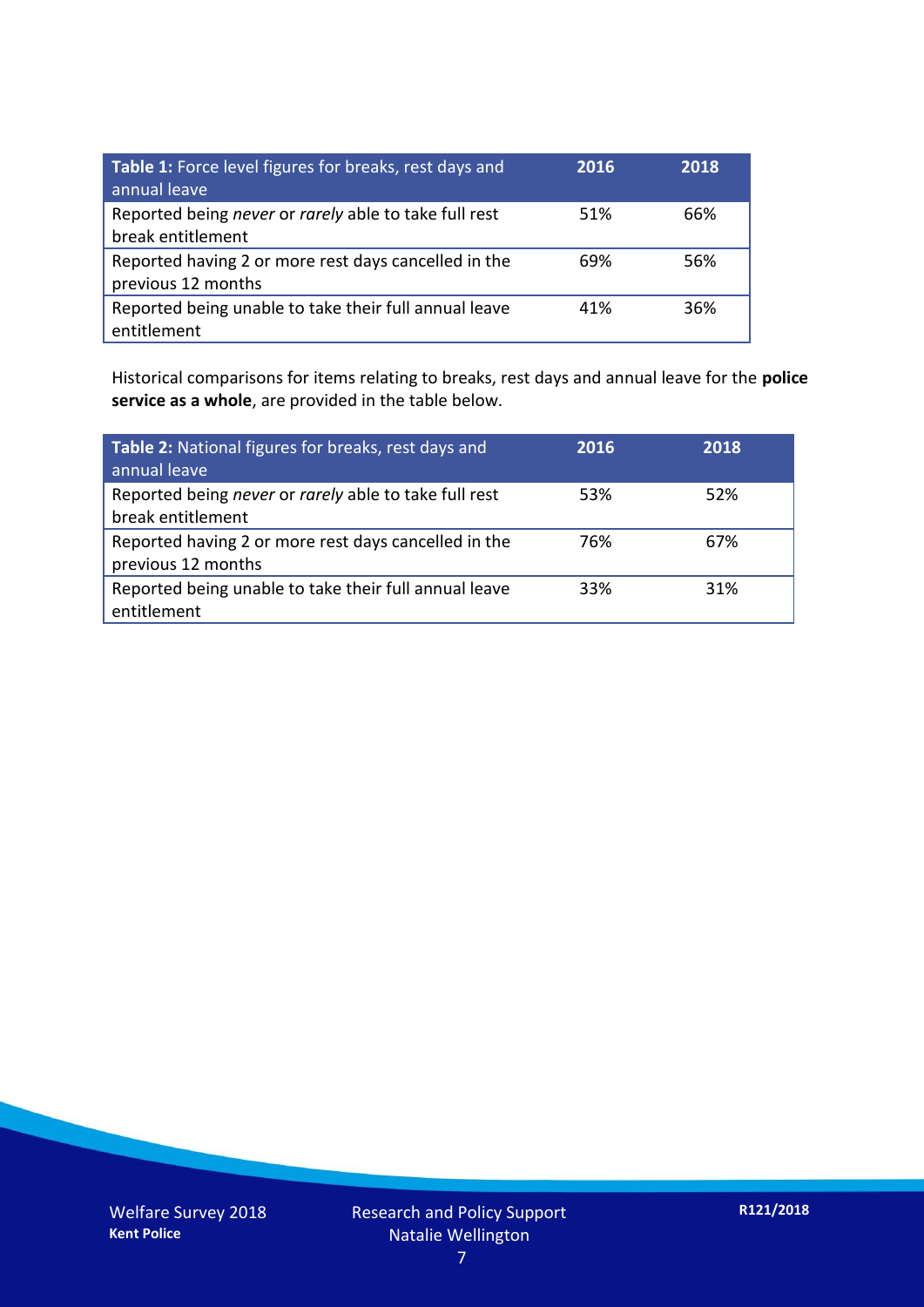| **Table 1:** Force level figures for breaks, rest days and annual leave | **2016** | **2018** |
|---|---|---|
| Reported being *never* or *rarely* able to take full rest break entitlement | 51% | 66% |
| Reported having 2 or more rest days cancelled in the previous 12 months | 69% | 56% |
| Reported being unable to take their full annual leave entitlement | 41% | 36% |

Historical comparisons for items relating to breaks, rest days and annual leave for the **police service as a whole**, are provided in the table below.

| **Table 2:** National figures for breaks, rest days and annual leave | **2016** | **2018** |
|---|---|---|
| Reported being *never* or *rarely* able to take full rest break entitlement | 53% | 52% |
| Reported having 2 or more rest days cancelled in the previous 12 months | 76% | 67% |
| Reported being unable to take their full annual leave entitlement | 33% | 31% |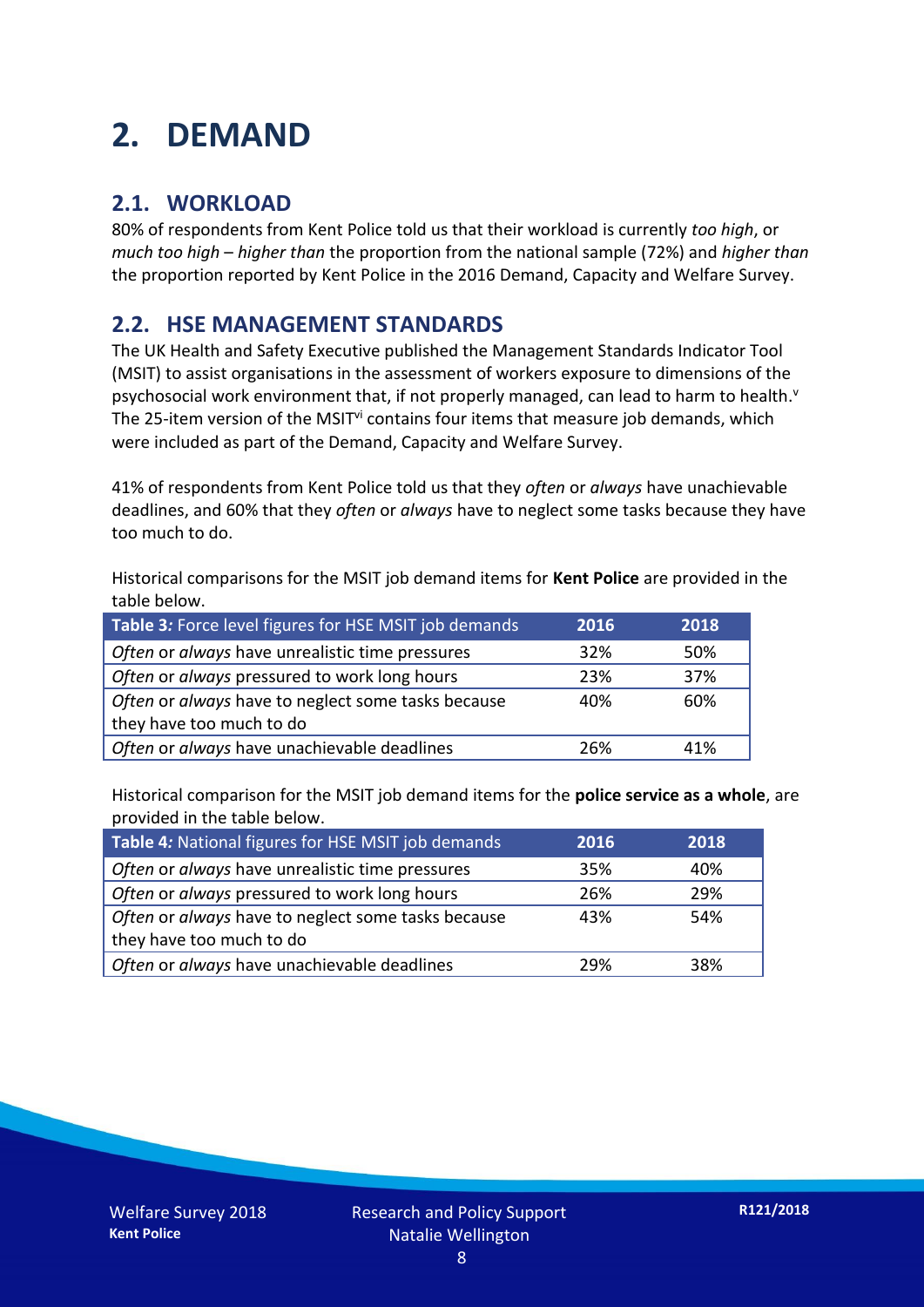# 2. DEMAND

## 2.1. WORKLOAD

80% of respondents from Kent Police told us that their workload is currently *too high*, or *much too high* – *higher than* the proportion from the national sample (72%) and *higher than* the proportion reported by Kent Police in the 2016 Demand, Capacity and Welfare Survey.

## 2.2. HSE MANAGEMENT STANDARDS

The UK Health and Safety Executive published the Management Standards Indicator Tool (MSIT) to assist organisations in the assessment of workers exposure to dimensions of the psychosocial work environment that, if not properly managed, can lead to harm to health.[v] The 25-item version of the MSIT[vi] contains four items that measure job demands, which were included as part of the Demand, Capacity and Welfare Survey.

41% of respondents from Kent Police told us that they *often* or *always* have unachievable deadlines, and 60% that they *often* or *always* have to neglect some tasks because they have too much to do.

Historical comparisons for the MSIT job demand items for **Kent Police** are provided in the table below.

| **Table 3***:* Force level figures for HSE MSIT job demands | 2016 | 2018 |
|---|---|---|
| *Often* or *always* have unrealistic time pressures | 32% | 50% |
| *Often* or *always* pressured to work long hours | 23% | 37% |
| *Often* or *always* have to neglect some tasks because they have too much to do | 40% | 60% |
| *Often* or *always* have unachievable deadlines | 26% | 41% |

Historical comparison for the MSIT job demand items for the **police service as a whole**, are provided in the table below.

| **Table 4***:* National figures for HSE MSIT job demands | 2016 | 2018 |
|---|---|---|
| *Often* or *always* have unrealistic time pressures | 35% | 40% |
| *Often* or *always* pressured to work long hours | 26% | 29% |
| *Often* or *always* have to neglect some tasks because they have too much to do | 43% | 54% |
| *Often* or *always* have unachievable deadlines | 29% | 38% |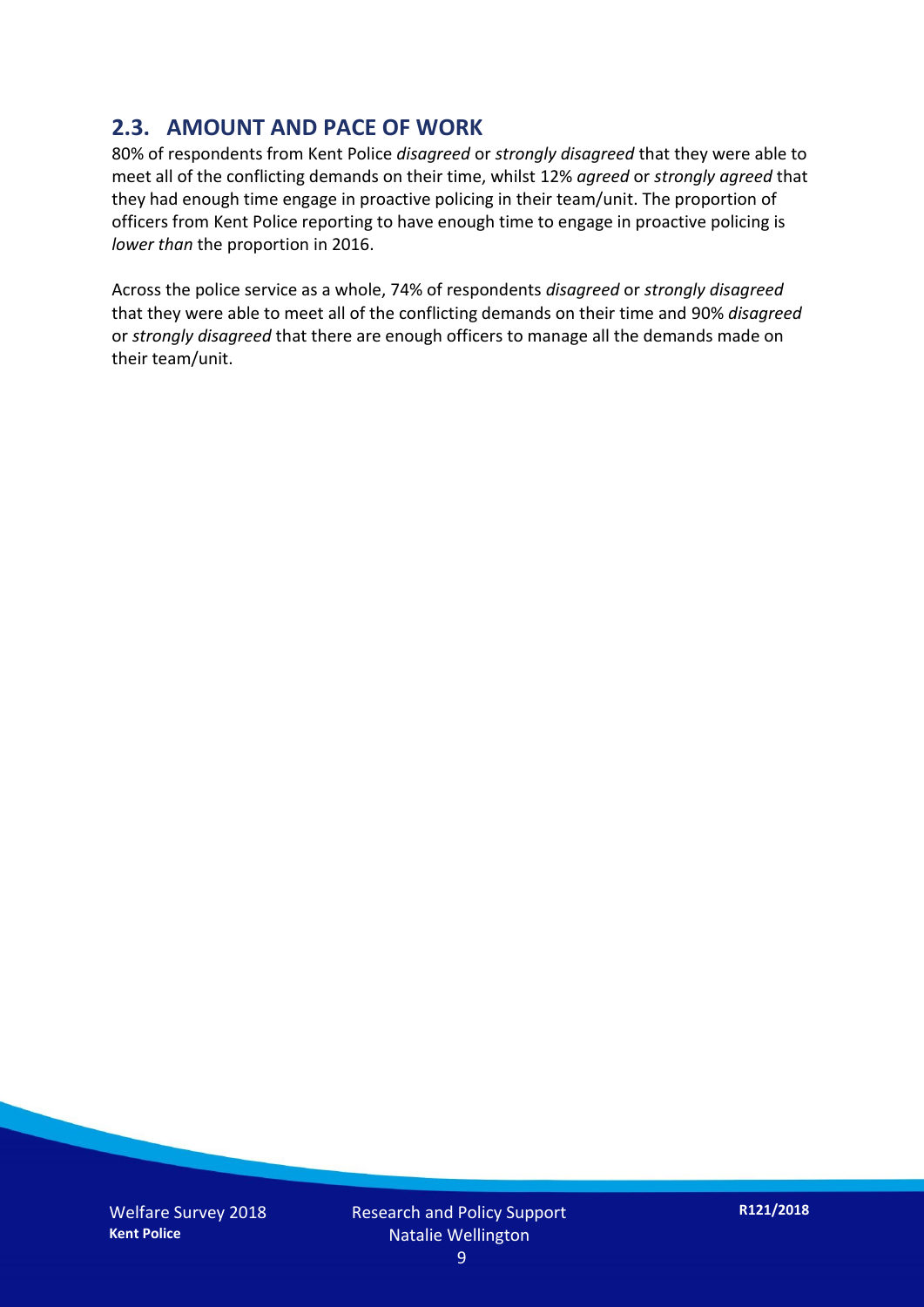## 2.3. AMOUNT AND PACE OF WORK

80% of respondents from Kent Police *disagreed* or *strongly disagreed* that they were able to meet all of the conflicting demands on their time, whilst 12% *agreed* or *strongly agreed* that they had enough time engage in proactive policing in their team/unit. The proportion of officers from Kent Police reporting to have enough time to engage in proactive policing is *lower than* the proportion in 2016.

Across the police service as a whole, 74% of respondents *disagreed* or *strongly disagreed* that they were able to meet all of the conflicting demands on their time and 90% *disagreed* or *strongly disagreed* that there are enough officers to manage all the demands made on their team/unit.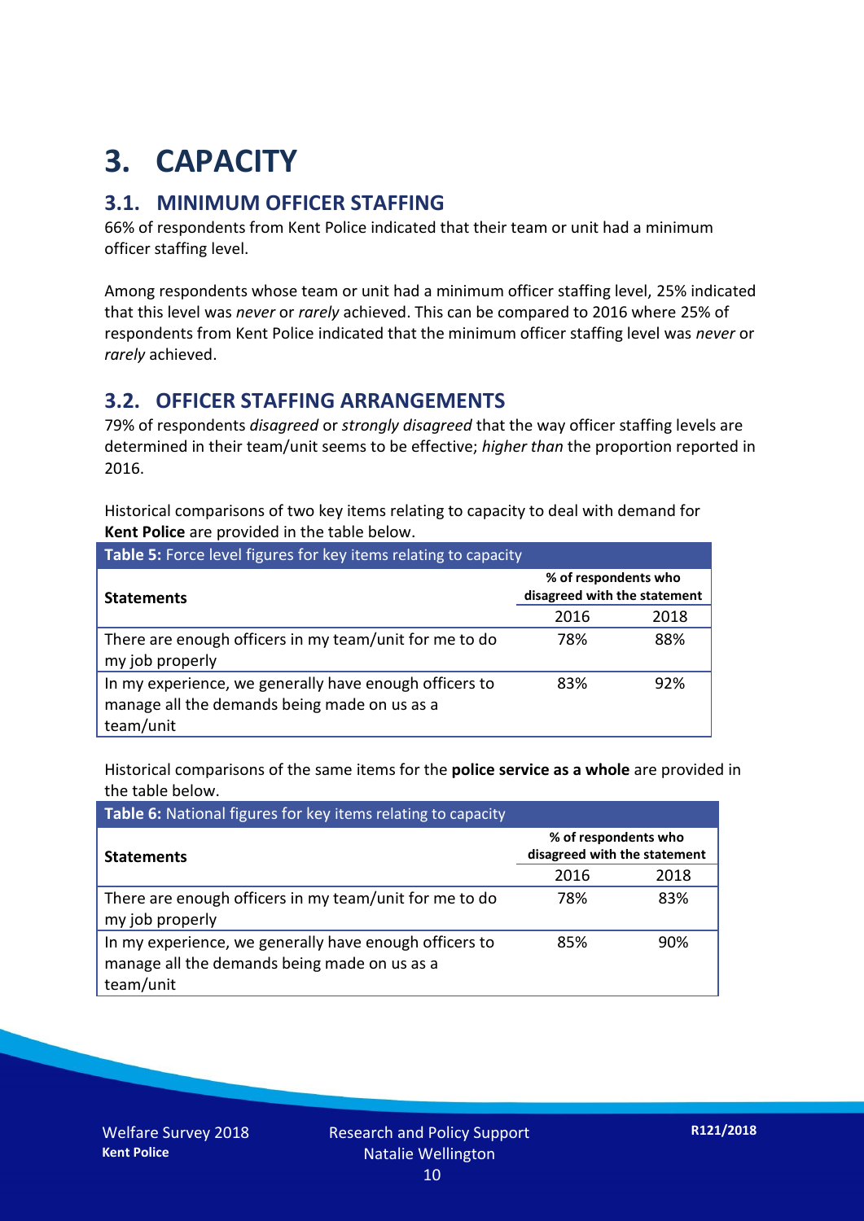# 3. CAPACITY

## 3.1. MINIMUM OFFICER STAFFING

66% of respondents from Kent Police indicated that their team or unit had a minimum officer staffing level.

Among respondents whose team or unit had a minimum officer staffing level, 25% indicated that this level was *never* or *rarely* achieved. This can be compared to 2016 where 25% of respondents from Kent Police indicated that the minimum officer staffing level was *never* or *rarely* achieved.

## 3.2. OFFICER STAFFING ARRANGEMENTS

79% of respondents *disagreed* or *strongly disagreed* that the way officer staffing levels are determined in their team/unit seems to be effective; *higher than* the proportion reported in 2016.

Historical comparisons of two key items relating to capacity to deal with demand for **Kent Police** are provided in the table below.

**Table 5:** Force level figures for key items relating to capacity

| Statements | % of respondents who disagreed with the statement | |
|---|---|---|
| | 2016 | 2018 |
| There are enough officers in my team/unit for me to do my job properly | 78% | 88% |
| In my experience, we generally have enough officers to manage all the demands being made on us as a team/unit | 83% | 92% |

Historical comparisons of the same items for the **police service as a whole** are provided in the table below.

**Table 6:** National figures for key items relating to capacity

| Statements | % of respondents who disagreed with the statement | |
|---|---|---|
| | 2016 | 2018 |
| There are enough officers in my team/unit for me to do my job properly | 78% | 83% |
| In my experience, we generally have enough officers to manage all the demands being made on us as a team/unit | 85% | 90% |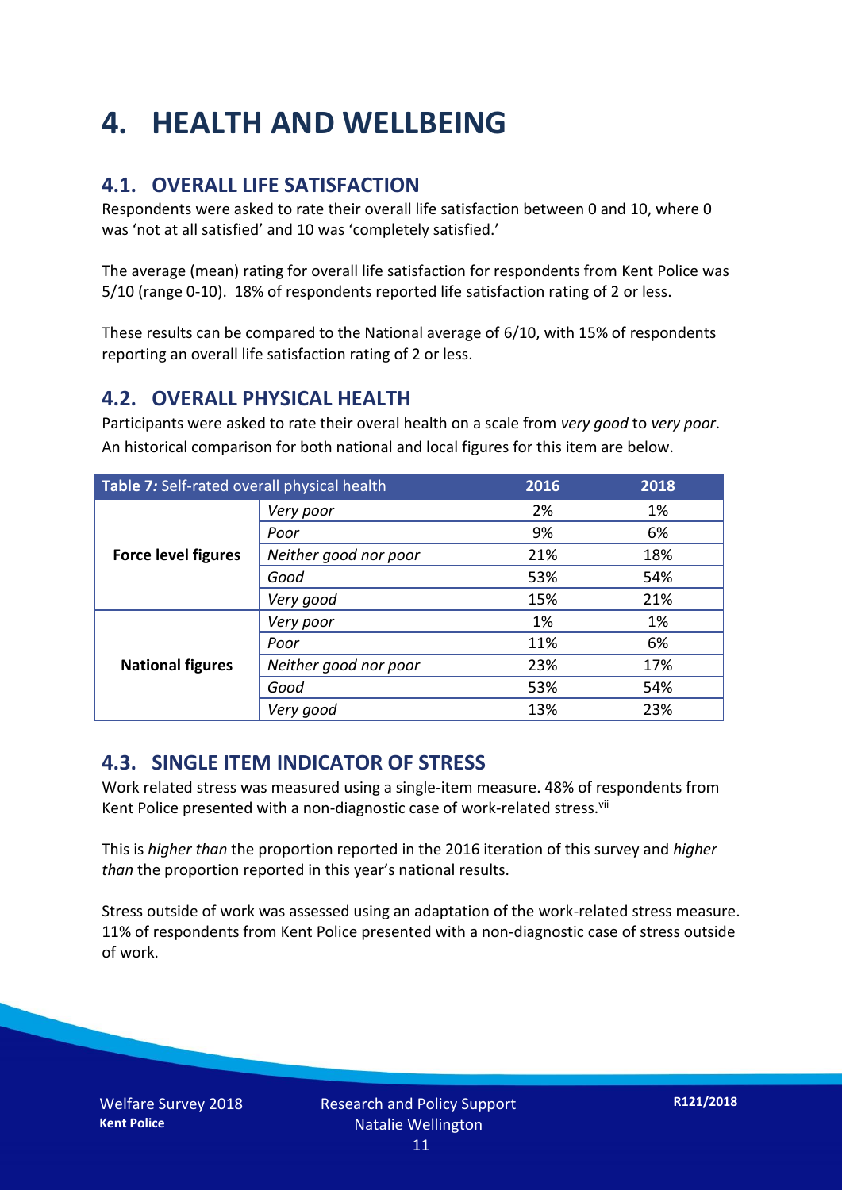# 4. HEALTH AND WELLBEING

## 4.1. OVERALL LIFE SATISFACTION

Respondents were asked to rate their overall life satisfaction between 0 and 10, where 0 was 'not at all satisfied' and 10 was 'completely satisfied.'

The average (mean) rating for overall life satisfaction for respondents from Kent Police was 5/10 (range 0-10). 18% of respondents reported life satisfaction rating of 2 or less.

These results can be compared to the National average of 6/10, with 15% of respondents reporting an overall life satisfaction rating of 2 or less.

## 4.2. OVERALL PHYSICAL HEALTH

Participants were asked to rate their overal health on a scale from *very good* to *very poor*. An historical comparison for both national and local figures for this item are below.

| **Table 7:** Self-rated overall physical health | | 2016 | 2018 |
|---|---|---|---|
| **Force level figures** | *Very poor* | 2% | 1% |
| | *Poor* | 9% | 6% |
| | *Neither good nor poor* | 21% | 18% |
| | *Good* | 53% | 54% |
| | *Very good* | 15% | 21% |
| **National figures** | *Very poor* | 1% | 1% |
| | *Poor* | 11% | 6% |
| | *Neither good nor poor* | 23% | 17% |
| | *Good* | 53% | 54% |
| | *Very good* | 13% | 23% |

## 4.3. SINGLE ITEM INDICATOR OF STRESS

Work related stress was measured using a single-item measure. 48% of respondents from Kent Police presented with a non-diagnostic case of work-related stress.[vii]

This is *higher than* the proportion reported in the 2016 iteration of this survey and *higher than* the proportion reported in this year's national results.

Stress outside of work was assessed using an adaptation of the work-related stress measure. 11% of respondents from Kent Police presented with a non-diagnostic case of stress outside of work.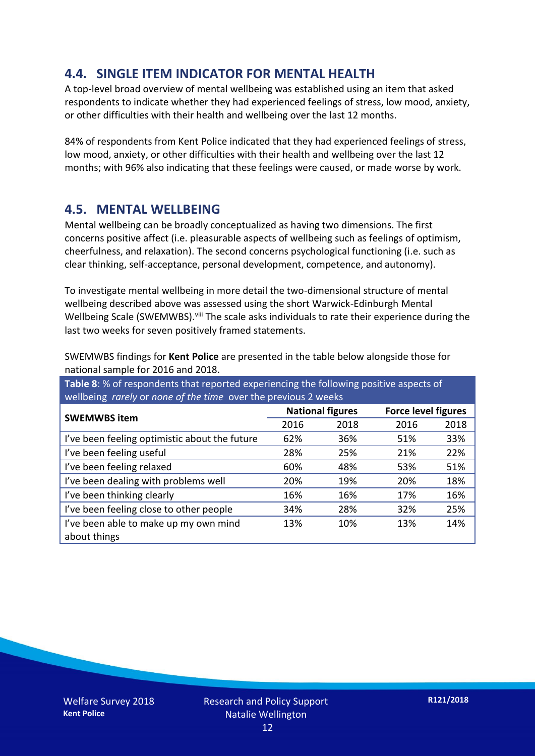## 4.4. SINGLE ITEM INDICATOR FOR MENTAL HEALTH

A top-level broad overview of mental wellbeing was established using an item that asked respondents to indicate whether they had experienced feelings of stress, low mood, anxiety, or other difficulties with their health and wellbeing over the last 12 months.

84% of respondents from Kent Police indicated that they had experienced feelings of stress, low mood, anxiety, or other difficulties with their health and wellbeing over the last 12 months; with 96% also indicating that these feelings were caused, or made worse by work.

## 4.5. MENTAL WELLBEING

Mental wellbeing can be broadly conceptualized as having two dimensions. The first concerns positive affect (i.e. pleasurable aspects of wellbeing such as feelings of optimism, cheerfulness, and relaxation). The second concerns psychological functioning (i.e. such as clear thinking, self-acceptance, personal development, competence, and autonomy).

To investigate mental wellbeing in more detail the two-dimensional structure of mental wellbeing described above was assessed using the short Warwick-Edinburgh Mental Wellbeing Scale (SWEMWBS).[viii] The scale asks individuals to rate their experience during the last two weeks for seven positively framed statements.

SWEMWBS findings for **Kent Police** are presented in the table below alongside those for national sample for 2016 and 2018.

**Table 8**: % of respondents that reported experiencing the following positive aspects of wellbeing *rarely* or *none of the time* over the previous 2 weeks

| SWEMWBS item | National figures | | Force level figures | |
|---|---|---|---|---|
| | 2016 | 2018 | 2016 | 2018 |
| I've been feeling optimistic about the future | 62% | 36% | 51% | 33% |
| I've been feeling useful | 28% | 25% | 21% | 22% |
| I've been feeling relaxed | 60% | 48% | 53% | 51% |
| I've been dealing with problems well | 20% | 19% | 20% | 18% |
| I've been thinking clearly | 16% | 16% | 17% | 16% |
| I've been feeling close to other people | 34% | 28% | 32% | 25% |
| I've been able to make up my own mind about things | 13% | 10% | 13% | 14% |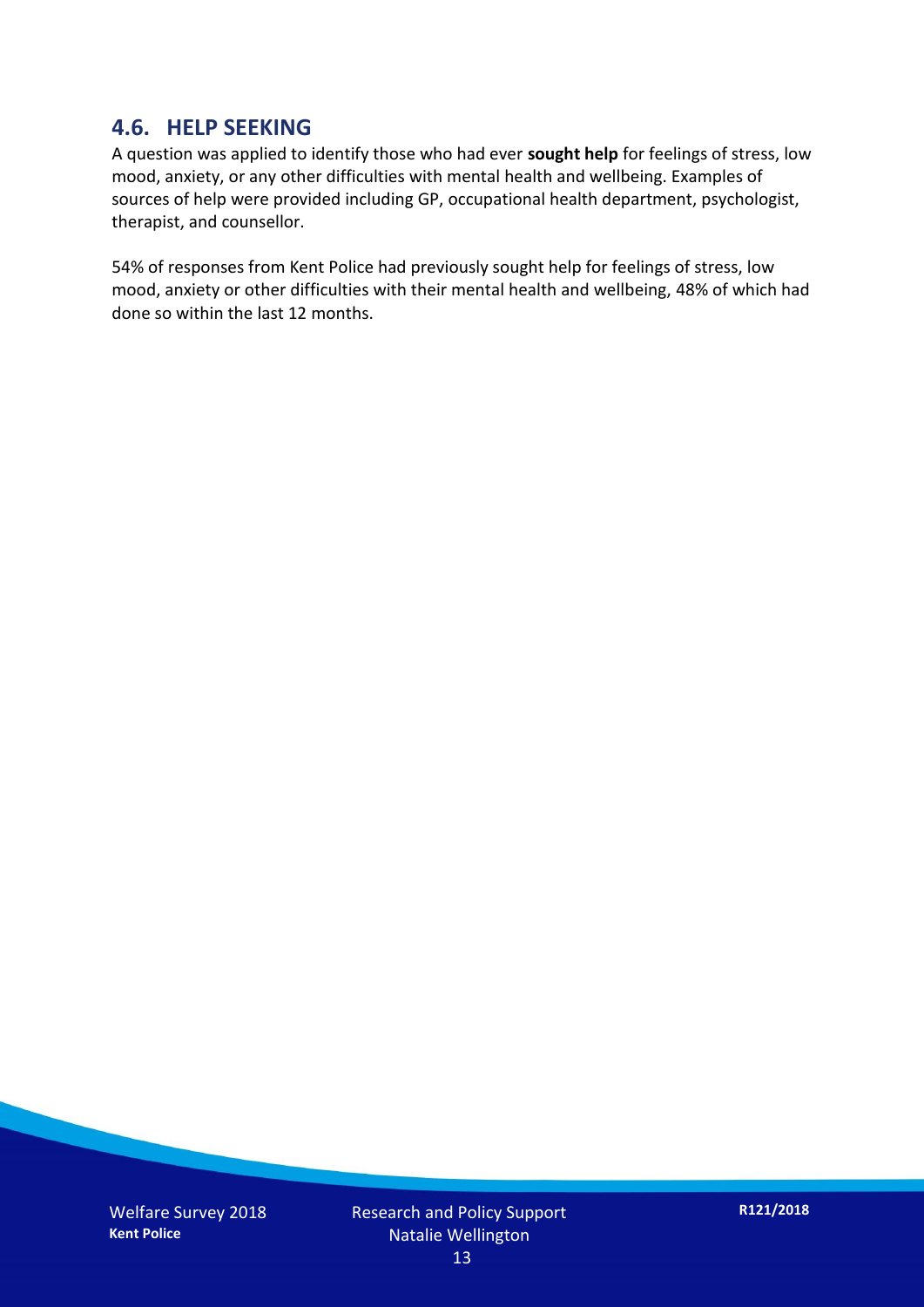## 4.6. HELP SEEKING

A question was applied to identify those who had ever **sought help** for feelings of stress, low mood, anxiety, or any other difficulties with mental health and wellbeing. Examples of sources of help were provided including GP, occupational health department, psychologist, therapist, and counsellor.

54% of responses from Kent Police had previously sought help for feelings of stress, low mood, anxiety or other difficulties with their mental health and wellbeing, 48% of which had done so within the last 12 months.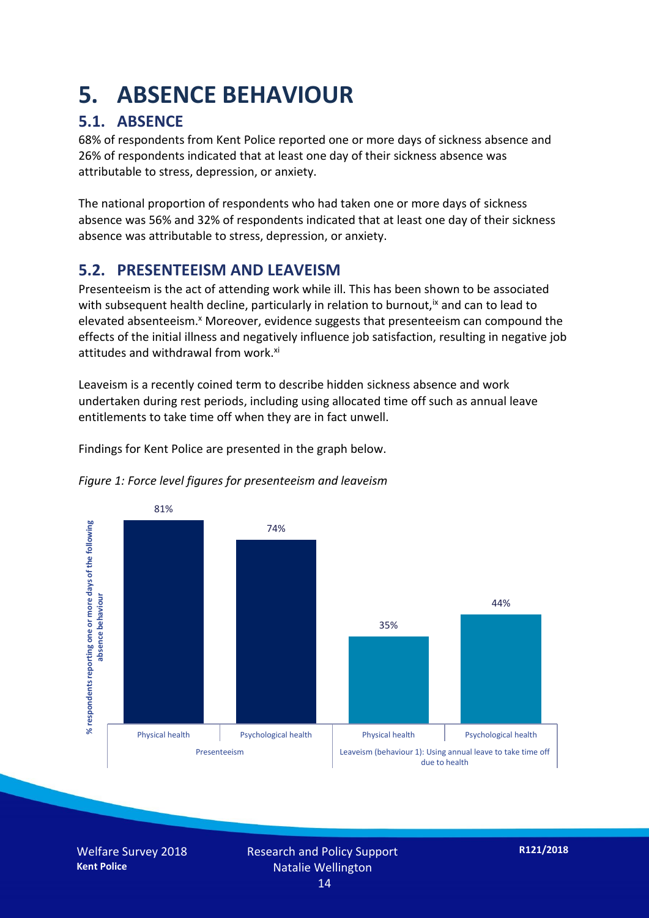# 5. ABSENCE BEHAVIOUR

## 5.1. ABSENCE

68% of respondents from Kent Police reported one or more days of sickness absence and 26% of respondents indicated that at least one day of their sickness absence was attributable to stress, depression, or anxiety.

The national proportion of respondents who had taken one or more days of sickness absence was 56% and 32% of respondents indicated that at least one day of their sickness absence was attributable to stress, depression, or anxiety.

## 5.2. PRESENTEEISM AND LEAVEISM

Presenteeism is the act of attending work while ill. This has been shown to be associated with subsequent health decline, particularly in relation to burnout,[ix] and can to lead to elevated absenteeism.[x] Moreover, evidence suggests that presenteeism can compound the effects of the initial illness and negatively influence job satisfaction, resulting in negative job attitudes and withdrawal from work.[xi]

Leaveism is a recently coined term to describe hidden sickness absence and work undertaken during rest periods, including using allocated time off such as annual leave entitlements to take time off when they are in fact unwell.

Findings for Kent Police are presented in the graph below.

*Figure 1: Force level figures for presenteeism and leaveism*

| | Presenteeism | | Leaveism (behaviour 1): Using annual leave to take time off due to health | |
|---|---|---|---|---|
| | Physical health | Psychological health | Physical health | Psychological health |
| % respondents reporting one or more days of the following absence behaviour | 81% | 74% | 35% | 44% |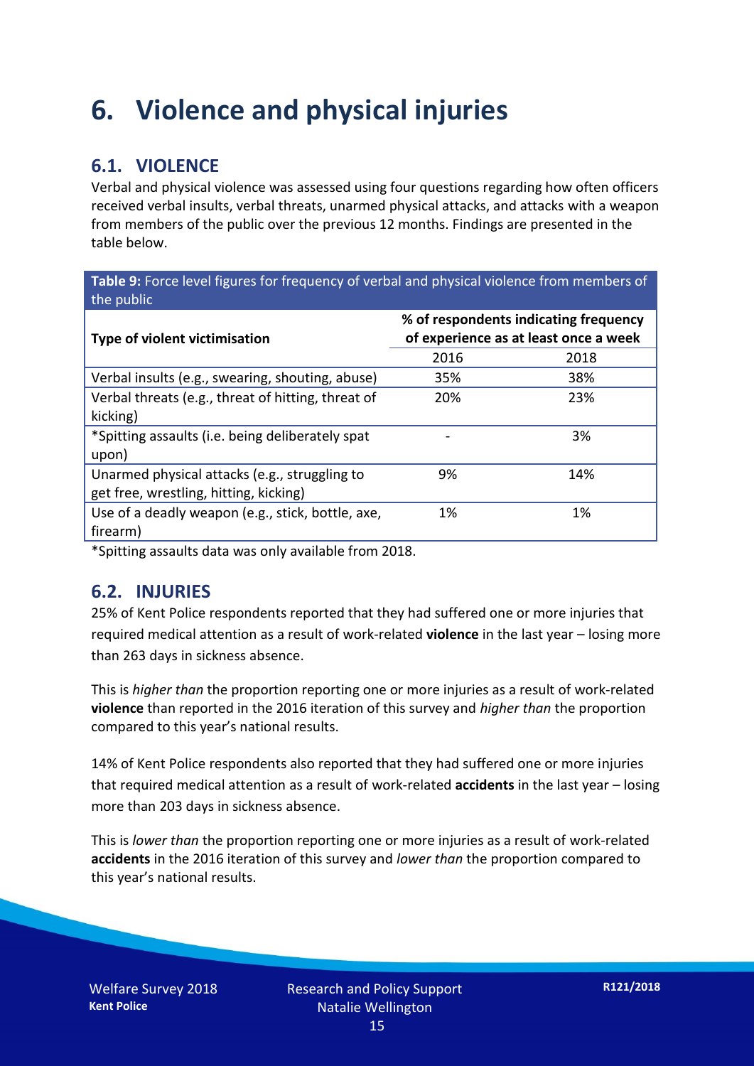# 6. Violence and physical injuries

## 6.1. VIOLENCE

Verbal and physical violence was assessed using four questions regarding how often officers received verbal insults, verbal threats, unarmed physical attacks, and attacks with a weapon from members of the public over the previous 12 months. Findings are presented in the table below.

**Table 9:** Force level figures for frequency of verbal and physical violence from members of the public

| Type of violent victimisation | % of respondents indicating frequency of experience as at least once a week | |
|---|---|---|
| | 2016 | 2018 |
| Verbal insults (e.g., swearing, shouting, abuse) | 35% | 38% |
| Verbal threats (e.g., threat of hitting, threat of kicking) | 20% | 23% |
| *Spitting assaults (i.e. being deliberately spat upon) | - | 3% |
| Unarmed physical attacks (e.g., struggling to get free, wrestling, hitting, kicking) | 9% | 14% |
| Use of a deadly weapon (e.g., stick, bottle, axe, firearm) | 1% | 1% |

*Spitting assaults data was only available from 2018.

## 6.2. INJURIES

25% of Kent Police respondents reported that they had suffered one or more injuries that required medical attention as a result of work-related **violence** in the last year – losing more than 263 days in sickness absence.

This is *higher than* the proportion reporting one or more injuries as a result of work-related **violence** than reported in the 2016 iteration of this survey and *higher than* the proportion compared to this year's national results.

14% of Kent Police respondents also reported that they had suffered one or more injuries that required medical attention as a result of work-related **accidents** in the last year – losing more than 203 days in sickness absence.

This is *lower than* the proportion reporting one or more injuries as a result of work-related **accidents** in the 2016 iteration of this survey and *lower than* the proportion compared to this year's national results.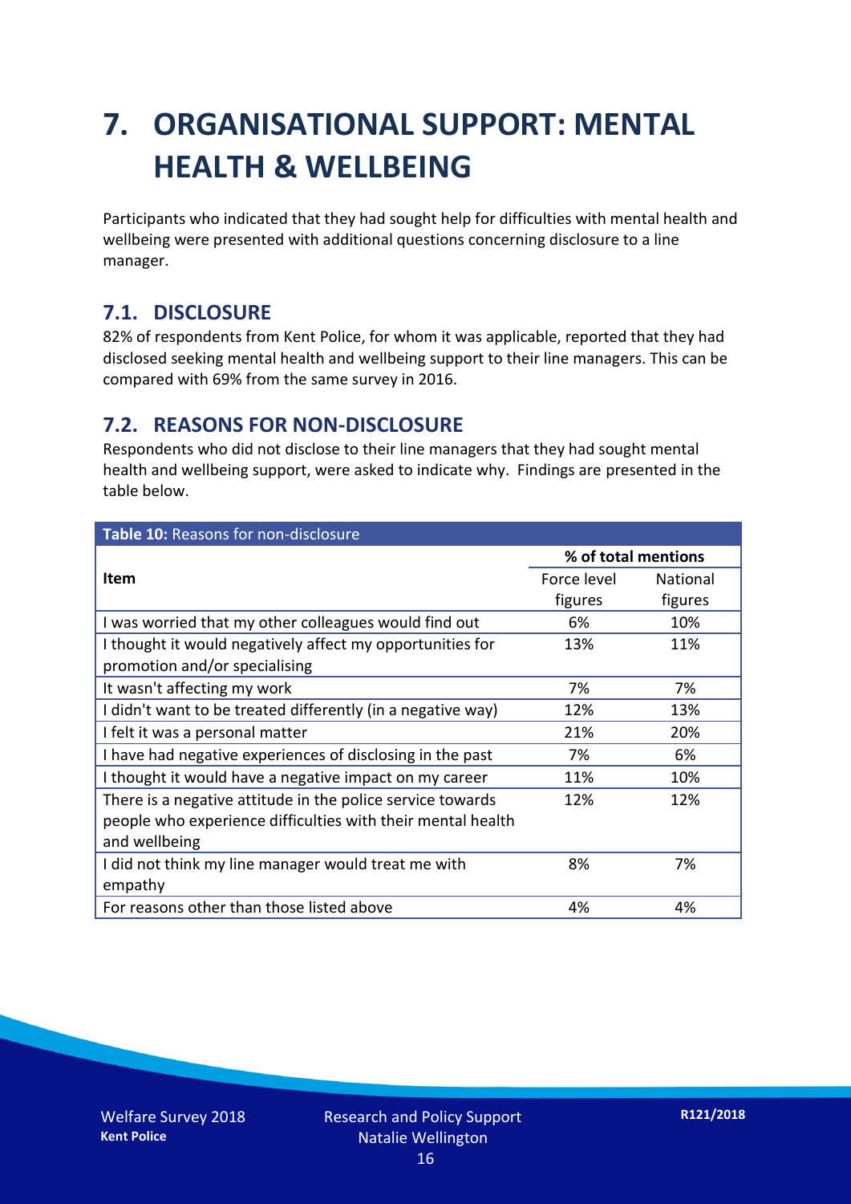# 7. ORGANISATIONAL SUPPORT: MENTAL HEALTH & WELLBEING

Participants who indicated that they had sought help for difficulties with mental health and wellbeing were presented with additional questions concerning disclosure to a line manager.

## 7.1. DISCLOSURE

82% of respondents from Kent Police, for whom it was applicable, reported that they had disclosed seeking mental health and wellbeing support to their line managers. This can be compared with 69% from the same survey in 2016.

## 7.2. REASONS FOR NON-DISCLOSURE

Respondents who did not disclose to their line managers that they had sought mental health and wellbeing support, were asked to indicate why. Findings are presented in the table below.

**Table 10:** Reasons for non-disclosure

| Item | % of total mentions | |
|---|---|---|
| | Force level figures | National figures |
| I was worried that my other colleagues would find out | 6% | 10% |
| I thought it would negatively affect my opportunities for promotion and/or specialising | 13% | 11% |
| It wasn't affecting my work | 7% | 7% |
| I didn't want to be treated differently (in a negative way) | 12% | 13% |
| I felt it was a personal matter | 21% | 20% |
| I have had negative experiences of disclosing in the past | 7% | 6% |
| I thought it would have a negative impact on my career | 11% | 10% |
| There is a negative attitude in the police service towards people who experience difficulties with their mental health and wellbeing | 12% | 12% |
| I did not think my line manager would treat me with empathy | 8% | 7% |
| For reasons other than those listed above | 4% | 4% |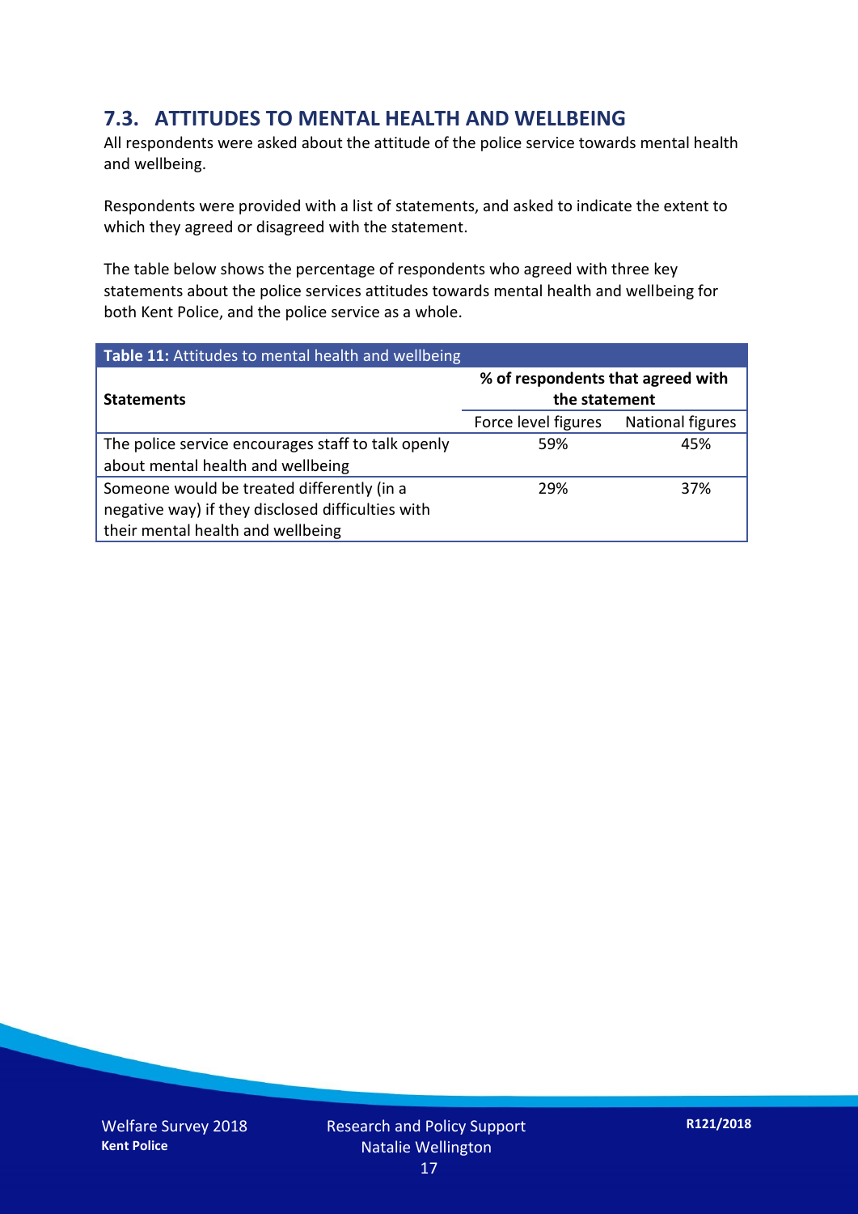## 7.3. ATTITUDES TO MENTAL HEALTH AND WELLBEING

All respondents were asked about the attitude of the police service towards mental health and wellbeing.

Respondents were provided with a list of statements, and asked to indicate the extent to which they agreed or disagreed with the statement.

The table below shows the percentage of respondents who agreed with three key statements about the police services attitudes towards mental health and wellbeing for both Kent Police, and the police service as a whole.

**Table 11:** Attitudes to mental health and wellbeing

| Statements | % of respondents that agreed with the statement | |
|---|---|---|
| | Force level figures | National figures |
| The police service encourages staff to talk openly about mental health and wellbeing | 59% | 45% |
| Someone would be treated differently (in a negative way) if they disclosed difficulties with their mental health and wellbeing | 29% | 37% |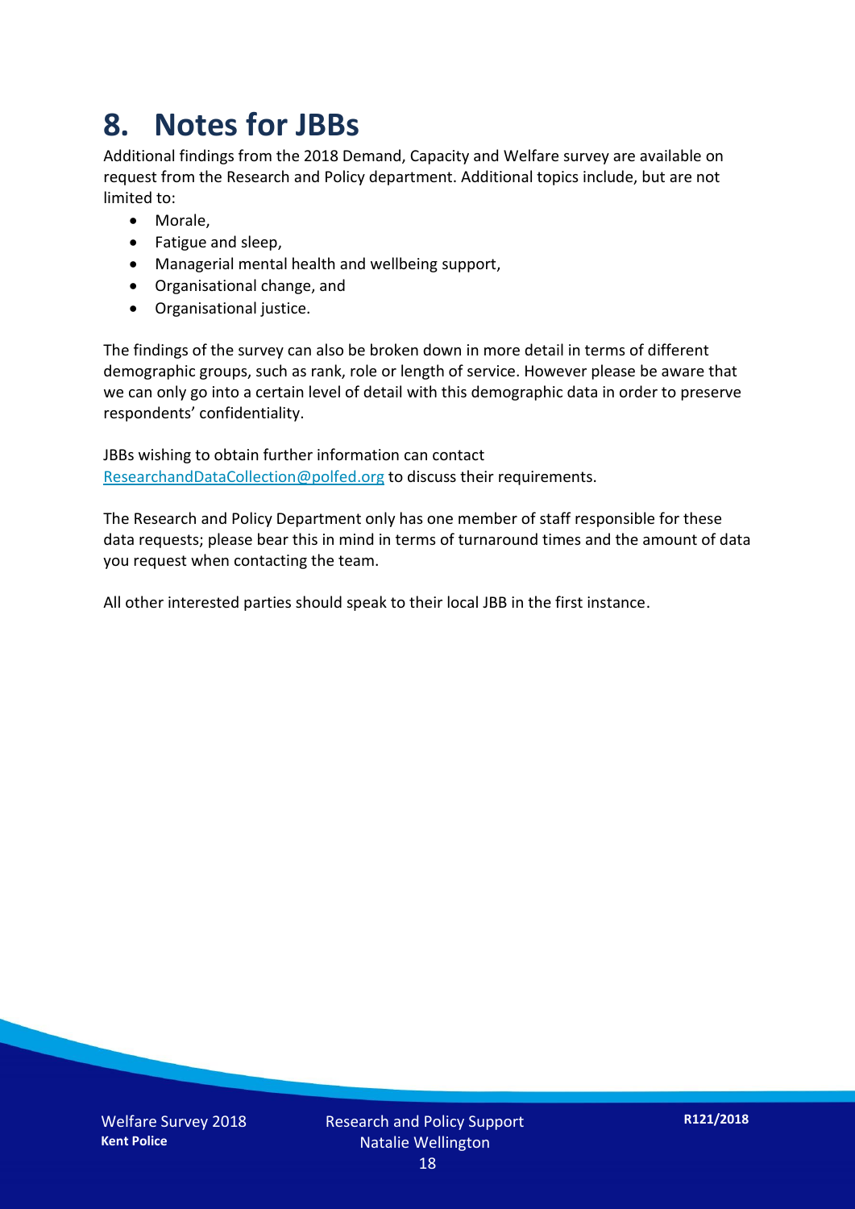# 8. Notes for JBBs

Additional findings from the 2018 Demand, Capacity and Welfare survey are available on request from the Research and Policy department. Additional topics include, but are not limited to:

- Morale,
- Fatigue and sleep,
- Managerial mental health and wellbeing support,
- Organisational change, and
- Organisational justice.

The findings of the survey can also be broken down in more detail in terms of different demographic groups, such as rank, role or length of service. However please be aware that we can only go into a certain level of detail with this demographic data in order to preserve respondents' confidentiality.

JBBs wishing to obtain further information can contact ResearchandDataCollection@polfed.org to discuss their requirements.

The Research and Policy Department only has one member of staff responsible for these data requests; please bear this in mind in terms of turnaround times and the amount of data you request when contacting the team.

All other interested parties should speak to their local JBB in the first instance.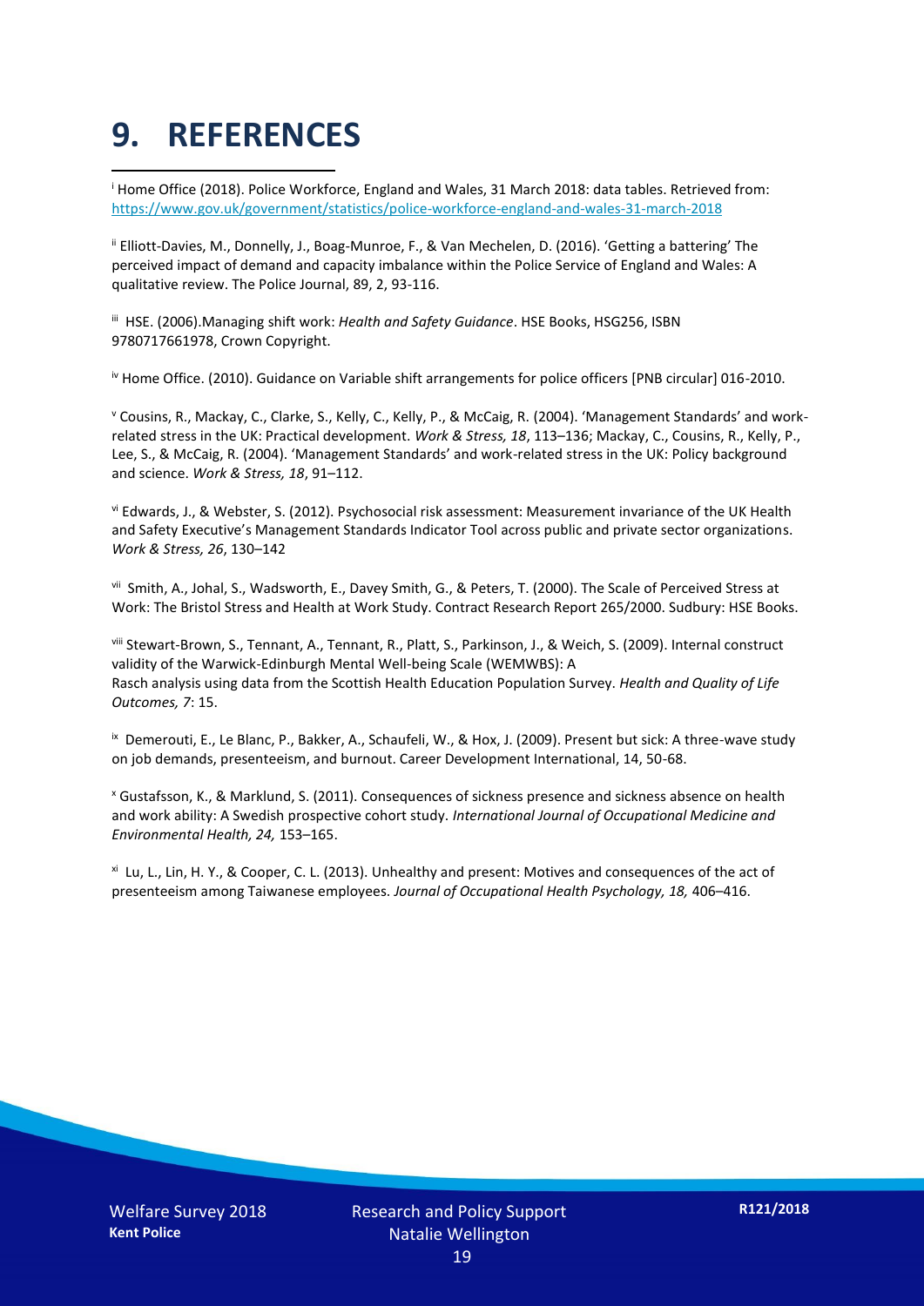# 9. REFERENCES

[i] Home Office (2018). Police Workforce, England and Wales, 31 March 2018: data tables. Retrieved from: https://www.gov.uk/government/statistics/police-workforce-england-and-wales-31-march-2018

[ii] Elliott-Davies, M., Donnelly, J., Boag-Munroe, F., & Van Mechelen, D. (2016). 'Getting a battering' The perceived impact of demand and capacity imbalance within the Police Service of England and Wales: A qualitative review. The Police Journal, 89, 2, 93-116.

[iii] HSE. (2006).Managing shift work: *Health and Safety Guidance*. HSE Books, HSG256, ISBN 9780717661978, Crown Copyright.

[iv] Home Office. (2010). Guidance on Variable shift arrangements for police officers [PNB circular] 016-2010.

[v] Cousins, R., Mackay, C., Clarke, S., Kelly, C., Kelly, P., & McCaig, R. (2004). 'Management Standards' and work-related stress in the UK: Practical development. *Work & Stress, 18*, 113–136; Mackay, C., Cousins, R., Kelly, P., Lee, S., & McCaig, R. (2004). 'Management Standards' and work-related stress in the UK: Policy background and science. *Work & Stress, 18*, 91–112.

[vi] Edwards, J., & Webster, S. (2012). Psychosocial risk assessment: Measurement invariance of the UK Health and Safety Executive's Management Standards Indicator Tool across public and private sector organizations. *Work & Stress, 26*, 130–142

[vii] Smith, A., Johal, S., Wadsworth, E., Davey Smith, G., & Peters, T. (2000). The Scale of Perceived Stress at Work: The Bristol Stress and Health at Work Study. Contract Research Report 265/2000. Sudbury: HSE Books.

[viii] Stewart-Brown, S., Tennant, A., Tennant, R., Platt, S., Parkinson, J., & Weich, S. (2009). Internal construct validity of the Warwick-Edinburgh Mental Well-being Scale (WEMWBS): A Rasch analysis using data from the Scottish Health Education Population Survey. *Health and Quality of Life Outcomes, 7*: 15.

[ix] Demerouti, E., Le Blanc, P., Bakker, A., Schaufeli, W., & Hox, J. (2009). Present but sick: A three-wave study on job demands, presenteeism, and burnout. Career Development International, 14, 50-68.

[x] Gustafsson, K., & Marklund, S. (2011). Consequences of sickness presence and sickness absence on health and work ability: A Swedish prospective cohort study. *International Journal of Occupational Medicine and Environmental Health, 24,* 153–165.

[xi] Lu, L., Lin, H. Y., & Cooper, C. L. (2013). Unhealthy and present: Motives and consequences of the act of presenteeism among Taiwanese employees. *Journal of Occupational Health Psychology, 18,* 406–416.